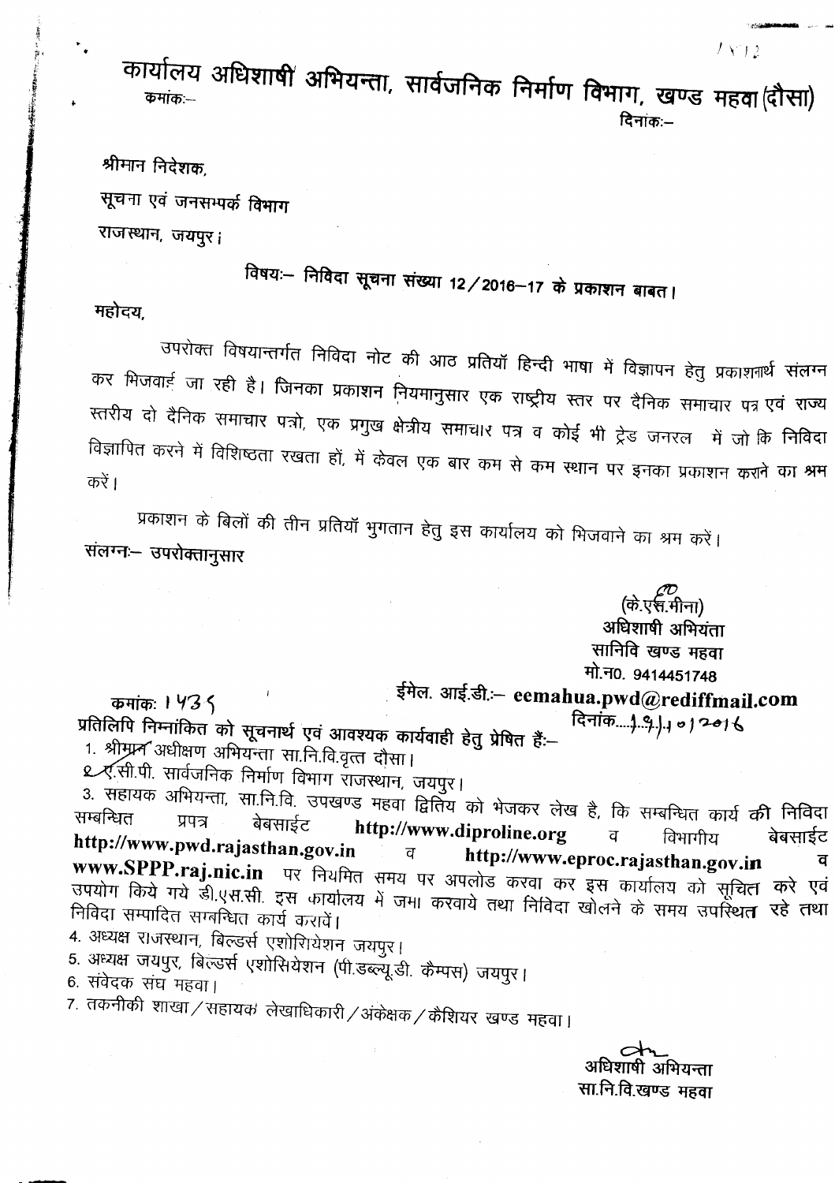# कार्यालय अधिशाषी अभियन्ता, सार्वजनिक निर्माण विभाग, खण्ड महवा (दौसा)

क्रमांकः–

दिनांकः–

श्रीमान निदेशक,

सूचना एवं जनसम्पर्क विभाग

राजस्थान, जयपुर।

**विषयः– निविदा सूचना संख्या 12/2016–17 के प्रकाशन बाबत।**

महोदय,

उपरोक्त विषयान्तर्गत निविदा नोट की आठ प्रतियॉ हिन्दी भाषा में विज्ञापन हेतु प्रकाशनार्थ संलग्न कर भिजवाई जा रही है। जिनका प्रकाशन नियमानुसार एक राष्ट्रीय स्तर पर दैनिक समाचार पत्र एवं राज्य स्तरीय दो दैनिक समाचार पत्रो, एक प्रमुख क्षेत्रीय समाचार पत्र व कोई भी ट्रेड जनरल में जो कि निविदा विज्ञापित करने में विशिष्ठता रखता हों, में केवल एक बार कम से कम स्थान पर इनका प्रकाशन कराने का श्रम करें।

प्रकाशन के बिलों की तीन प्रतियॉ भुगतान हेतु इस कार्यालय को भिजवाने का श्रम करें।

संलग्नः– उपरोक्तानुसार

(के.एस.मीना)
अधिशाषी अभियंता
सानिवि खण्ड महवा
मो.न0. 9414451748
ईमेल. आई.डी.:– eemahua.pwd@rediffmail.com

क्रमांकः 1435 दिनांक 19/10/2016

प्रतिलिपि निम्नांकित को सूचनार्थ एवं आवश्यक कार्यवाही हेतु प्रेषित हैः–

1. श्रीमान अधीक्षण अभियन्ता सा.नि.वि.वृत्त दौसा।
2. ए.सी.पी. सार्वजनिक निर्माण विभाग राजस्थान, जयपुर।
3. सहायक अभियन्ता, सा.नि.वि. उपखण्ड महवा द्वितिय को भेजकर लेख है, कि सम्बन्धित कार्य की निविदा सम्बन्धित प्रपत्र बेबसाईट **http://www.diproline.org** व विभागीय बेबसाईट **http://www.pwd.rajasthan.gov.in** व **http://www.eproc.rajasthan.gov.in** व **www.SPPP.raj.nic.in** पर नियमित समय पर अपलोड करवा कर इस कार्यालय को सूचित करे एवं उपयोग किये गये डी.एस.सी. इस कार्यालय में जमा करवाये तथा निविदा खोलने के समय उपस्थित रहे तथा निविदा सम्पादित सम्बन्धित कार्य करावें।
4. अध्यक्ष राजस्थान, बिल्डर्स एशोशियेशन जयपुर।
5. अध्यक्ष जयपुर, बिल्डर्स एशोसियेशन (पी.डब्ल्यू.डी. कैम्पस) जयपुर।
6. संवेदक संघ महवा।
7. तकनीकी शाखा/सहायक लेखाधिकारी/अंकेक्षक/कैशियर खण्ड महवा।

अधिशाषी अभियन्ता
सा.नि.वि.खण्ड महवा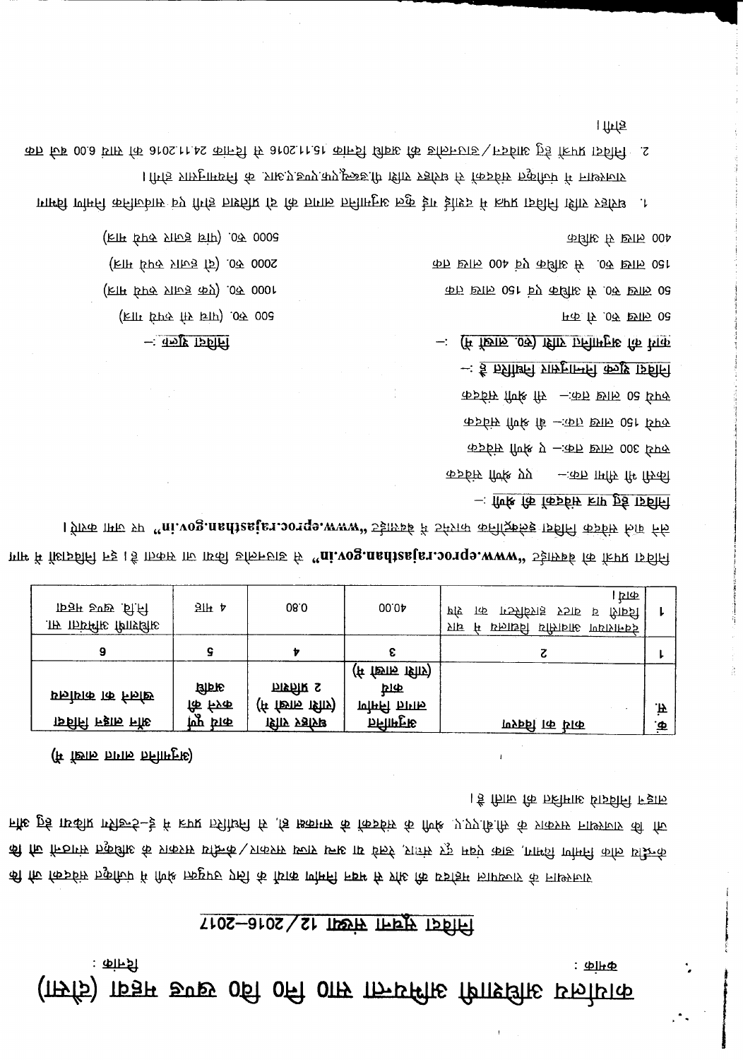# कार्यालय अधिशाषी अभियन्ता सा0 नि0 वि0 खण्ड प्रथम (सीकर)

क्रमांक : दिनांक :

## निविदा सूचना संख्या 12/2016-2017

राजस्थान के राज्यपाल की ओर से निम्न कार्य के लिये उपयुक्त श्रेणी में पंजीकृत संवेदकों की जो कि केन्द्रीय लोक निर्माण विभाग, डाक एवं तार, रेल्वे, एम.ई.एस. एवं अन्य राज्य सरकार/केन्द्र सरकार के उपक्रमों में भी जो राजस्थान के सा.नि.वि. के समकक्ष श्रेणी में पंजीकृत हों, से ई-टेण्डरिंग के माध्यम से ऑन लाईन निविदायें आमंत्रित की जाती है।

(अनुमानित लागत लाखों में)

| क्र.सं. | कार्य का विवरण | अनुमानित लागत राशि (लाखों में) | धरोहर राशि (लाखों में) 2 प्रतिशत | कार्य पूर्ण करने की अवधि | ऑन लाईन निविदा कार्यालय का नाम |
|---|---|---|---|---|---|
| 1 | 2 | 3 | 4 | 5 | 6 |
| 1 | जनपदस्तरीय आदर्श विद्यालय में चार कक्षा कक्षों का निर्माण कार्य। | 40.00 | 0.80 | 4 माह | अधिशाषी अभियन्ता सा.नि.वि. खण्ड प्रथम |

निविदा प्रपत्र की वेबसाईट "www.eproc.rajasthan.gov.in" से डाउनलोड किया जा सकता है। उक्त निविदाओं से संबंधित विस्तृत जानकारी निविदा प्रपत्र एवं वेबसाईट "www.eproc.rajasthan.gov.in" पर देखी जा सकती है।

**निविदा हेतु पात्र संवेदकों की श्रेणी :-**

किसी भी राशि तक— एए श्रेणी संवेदक

रूपये 300 लाख तक— ए श्रेणी संवेदक

रूपये 150 लाख तक— बी श्रेणी संवेदक

रूपये 50 लाख तक— सी श्रेणी संवेदक

**निविदा शुल्क निम्नानुसार निर्धारित है :-**

| लागत की अनुमानित राशि (रु. लाखों में) :- | निविदा शुल्क :- |
|---|---|
| 50 लाख रु. से कम | 500 रु. (पांच सौ रुपये मात्र) |
| 50 लाख रु. से अधिक एवं 150 लाख तक | 1000 रु. (एक हजार रुपये मात्र) |
| 150 लाख रु. से अधिक एवं 400 लाख तक | 2000 रु. (दो हजार रुपये मात्र) |
| 400 लाख से अधिक | 5000 रु. (पांच हजार रुपये मात्र) |

1. संवेदक ऑन लाईन निविदा प्रपत्र में वांछित दस्तावेज संलग्न करेंगे एवं ऑन लाईन निविदा प्रक्रिया राजस्थान में पंजीकृत संवेदकों से संबंधित नियमों व आर.टी.पी.पी. एक्ट के अनुसार होगी।
2. निविदा प्रपत्र की ऑनलाईन डाउनलोड/अपलोड की अवधि दिनांक 15.11.2016 से दिनांक 24.11.2016 को सायं 6.00 बजे तक होगी।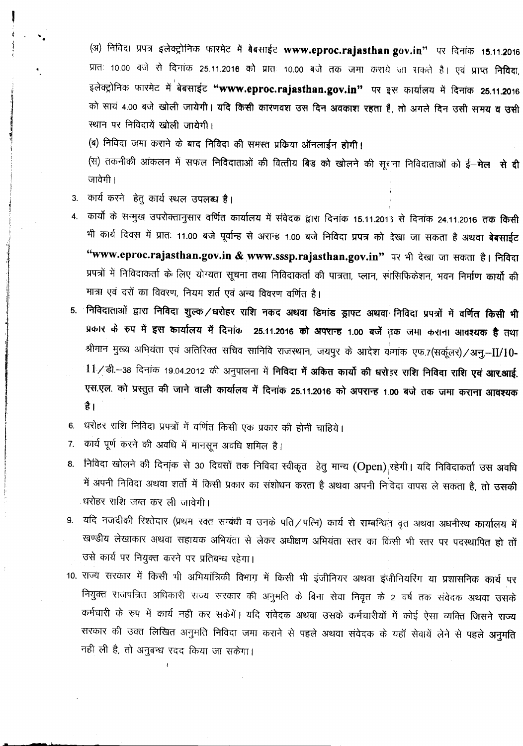(अ) निविदा प्रपत्र इलेक्ट्रोनिक फारमेट में बेबसाईट **www.eproc.rajasthan.gov.in"** पर दिनांक **15.11.2016** प्रातः 10.00 बजे से दिनांक 25.11.2016 को प्रातः 10.00 बजे तक जमा कराये जा सकते है। एवं प्राप्त **निविदा**, इलेक्ट्रोनिक फारमेट में बेबसाईट **"www.eproc.rajasthan.gov.in"** पर इस कार्यालय में दिनांक **25.11.2016** को सायं 4.00 बजे खोली जायेगी। **यदि किसी कारणवश उस दिन अवकाश रहता है, तो अगले दिन उसी समय व उसी** स्थान पर निविदायें खोली जायेगी।

(ब) निविदा जमा कराने के बाद **निविदा की समस्त प्रक्रिया ऑनलाईन होगी।**

(स) तकनीकी आंकलन में सफल **निविदाताओं** की वित्तीय **बिड** को खोलने की सूचना निविदाताओं को **ई-मेल से दी** जावेगी।

3. कार्य करने हेतु कार्य स्थल उपलब्ध **है।**
4. कार्यो के सन्मुख उपरोक्तानुसार वर्णित कार्यालय में संवेदक द्वारा दिनांक 15.11.2016 से दिनांक 24.11.2016 **तक किसी** भी कार्य दिवस में प्रातः 11.00 बजे पूर्वान्ह से अरान्ह 1.00 बजे निविदा प्रपत्र को देखा जा सकता है अथवा **बेबसाईट** **"www.eproc.rajasthan.gov.in & www.sssp.rajasthan.gov.in"** पर भी देखा जा सकता है। **निविदा** प्रपत्रों में निविदाकर्ता के लिए योग्यता सूचना तथा निविदाकर्ता की पात्रता, प्लान, स्पेसिफिकेशन, भवन **निर्माण कार्यो** की मात्रा एवं दरों का विवरण, नियम शर्त एवं अन्य विवरण वर्णित है।
5. **निविदाताओं द्वारा निविदा शुल्क/धरोहर राशि नकद अथवा डिमांड ड्राफ्ट अथवा निविदा प्रपत्रों में वर्णित किसी भी प्रकार के रुप में इस कार्यालय में दिनांक 25.11.2016 को अपरान्ह 1.00 बजें** तक जमा कराना **आवश्यक है** तथा श्रीमान मुख्य अभियंता एवं अतिरिक्त सचिव सानिवि राजस्थान, जयपुर के आदेश क्रमांक एफ.7(सर्कूलर)/अनु.-II/10-11/डी.-38 दिनांक 19.04.2012 की अनुपालना में **निविदा में अंकित कार्यो की धरोहर राशि निविदा राशि एवं आर.आई. एस.एल. को प्रस्तुत की जाने वाली कार्यालय में दिनांक 25.11.2016 को अपरान्ह 1.00 बजे तक जमा कराना आवश्यक है।**
6. धरोहर राशि निविदा प्रपत्रों में वर्णित किसी एक प्रकार की होनी चाहिये।
7. कार्य पूर्ण करने की अवधि में मानसून अवधि शमिल है।
8. निविदा खोलने की दिनांक से 30 दिवसों तक निविदा स्वीकृत हेतु मान्य (Open) रहेगी। यदि निविदाकर्ता उस अवधि में अपनी निविदा अथवा शर्तो में किसी प्रकार का संशोधन करता है अथवा अपनी निविदा वापस ले सकता है, **तो उसकी** धरोहर राशि जब्त कर ली जावेगी।
9. यदि नजदीकी रिश्तेदार (प्रथम रक्त सम्बंधी व उनके पति/पत्नि) कार्य से सम्बन्धित वृत अथवा अधनीस्थ कार्यालय में खण्डीय लेखाकार अथवा सहायक अभियंता से लेकर अधीक्षण अभियंता स्तर का किसी भी स्तर पर पदस्थापित **हो तों** उसे कार्य पर नियुक्त करने पर प्रतिबन्ध रहेगा।
10. राज्य सरकार में किसी भी अभियांत्रिकी विभाग में किसी भी इंजीनियर अथवा इंजीनियरिंग या प्रशासनिक कार्य पर नियुक्त राजपत्रित अधिकारी राज्य सरकार की अनुमति के बिना सेवा निवृत के 2 वर्ष तक संवेदक अथवा उसके कर्मचारी के रुप में कार्य नही कर सकेगें। यदि संवेदक अथवा उसके कर्मचारीयों में कोई ऐसा व्यक्ति जिसने राज्य सरकार की उक्त लिखित अनुमति निविदा जमा कराने से पहले अथवा संवेदक के यहाँ सेवायें लेने से पहले **अनुमति** नही ली है, तो अनुबन्ध रदद किया जा सकेगा।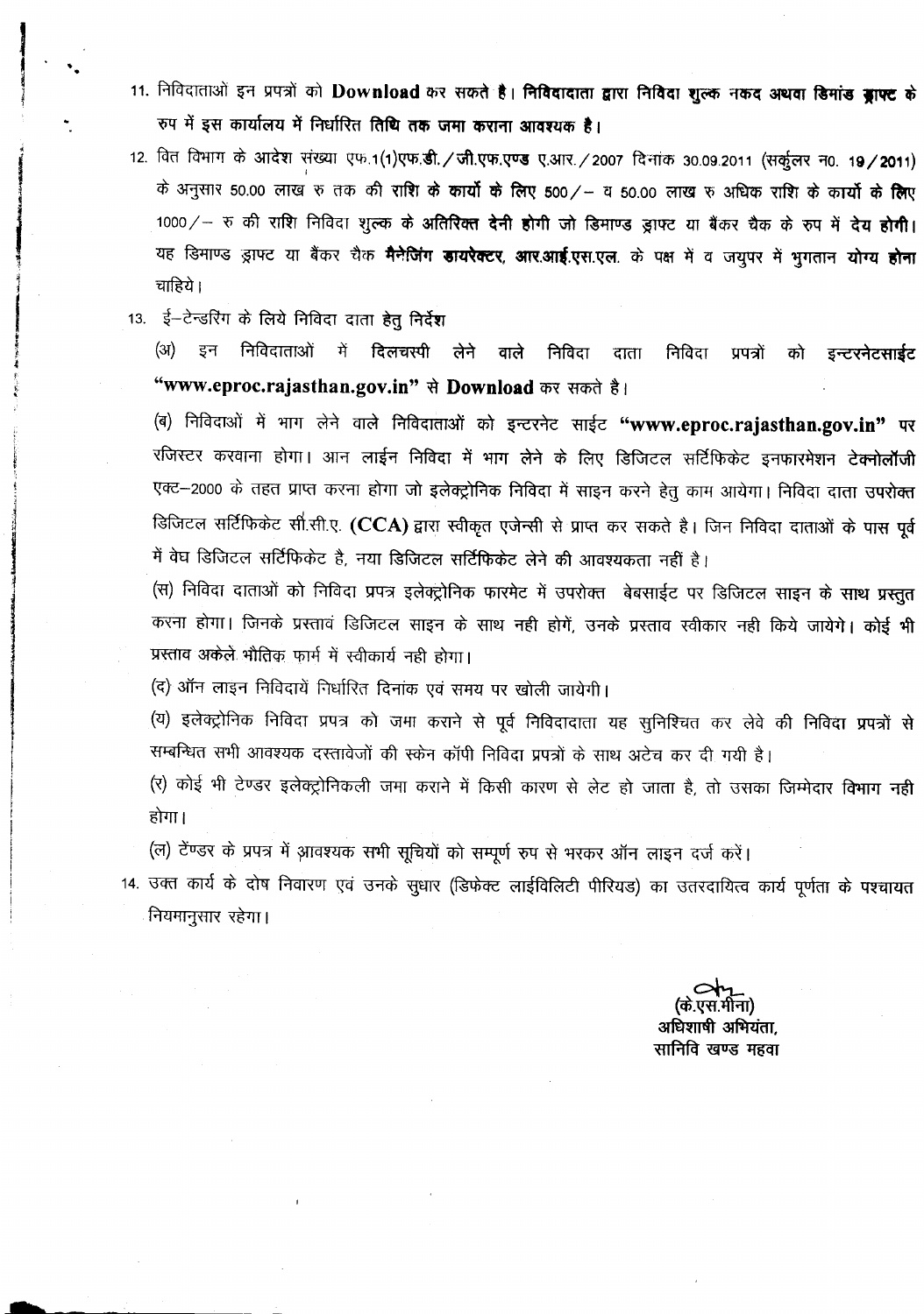11. निविदाताओं इन प्रपत्रों को **Download** कर सकते है। **निविदादाता द्वारा निविदा शुल्क नकद अथवा डिमांड ड्राफ्ट के** रुप में इस कार्यालय में निर्धारित **तिथि तक जमा कराना आवश्यक है।**

12. वित विभाग के आदेश संख्या एफ.1(1)एफ.डी./जी.एफ.एण्ड ए.आर./2007 दिनांक 30.09.2011 (सर्कुलर न0. **19/2011**) के अनुसार 50.00 लाख रु तक की राशि **के कार्यो के लिए** 500/– व 50.00 लाख रु अधिक राशि **के कार्यो के लिए** 1000/– रु की राशि निविदा शुल्क **के अतिरिक्त देनी होगी** जो डिमाण्ड ड्राफ्ट या बैंकर चैक के रुप में **देय होगी।** यह डिमाण्ड ड्राफ्ट या बैंकर चैक **मैनेजिंग डायरेक्टर, आर.आई.एस.एल.** के पक्ष में व जयुपर में भुगतान **योग्य होना** चाहिये।

13. ई–टेन्डरिंग के लिये निविदा दाता **हेतु निर्देश**

(अ) इन निविदाताओं में **दिलचस्पी** लेने वाले निविदा दाता निविदा प्रपत्रों को **इन्टरनेटसाईट "www.eproc.rajasthan.gov.in"** से **Download** कर सकते है।

(ब) निविदाओं में भाग लेने वाले निविदाताओं को इन्टरनेट साईट **"www.eproc.rajasthan.gov.in"** पर रजिस्टर करवाना होगा। आन लाईन निविदा में भाग लेने के लिए डिजिटल सर्टिफिकेट इनफारमेशन **टेक्नोलॉजी** एक्ट–2000 के तहत प्राप्त करना होगा जो इलेक्ट्रोनिक निविदा में साइन करने हेतु काम आयेगा। निविदा दाता उपरोक्त डिजिटल सर्टिफिकेट सी.सी.ए. **(CCA)** द्वारा स्वीकृत एजेन्सी से प्राप्त कर सकते है। जिन निविदा दाताओं के पास **पूर्व** में वेघ डिजिटल सर्टिफिकेट है, नया डिजिटल सर्टिफिकेट लेने की आवश्यकता नहीं है।

(स) निविदा दाताओं को निविदा प्रपत्र इलेक्ट्रोनिक फारमेट में उपरोक्त बेबसाईट पर डिजिटल साइन के **साथ प्रस्तुत** करना होगा। जिनके प्रस्तावं डिजिटल साइन के साथ नही होगें, उनके प्रस्ताव स्वीकार नही किये जायेगे। **कोई भी** प्रस्ताव **अकेले** भौतिक फार्म में स्वीकार्य नही होगा।

(द) ऑन लाइन निविदायें निर्धारित दिनांक एवं समय पर खोली जायेगी।

(य) इलेक्ट्रोनिक निविदा प्रपत्र को जमा कराने से पूर्व निविदादाता यह सुनिश्चित कर लेवे की **निविदा प्रपत्रों** से सम्बन्धित सभी आवश्यक दस्तावेजों की स्केन कॉपी निविदा प्रपत्रों के साथ अटेच कर दी गयी है।

(र) कोई भी टेण्डर इलेक्ट्रोनिकली जमा कराने में किसी कारण से लेट हो जाता है, तो उसका जिम्मेदार **विभाग नही** होगा।

(ल) टेंण्डर के प्रपत्र में आवश्यक सभी सूचियों को सम्पूर्ण रुप से भरकर ऑन लाइन दर्ज करें।

14. उक्त कार्य के दोष निवारण एवं उनके सुधार (डिफेक्ट लाईविलिटी पीरियड) का उतरदायित्व कार्य पूर्णता के पश्चायत नियमानुसार रहेगा।

(के.एस.मीना)
अधिशाषी अभियंता,
सानिवि खण्ड महवा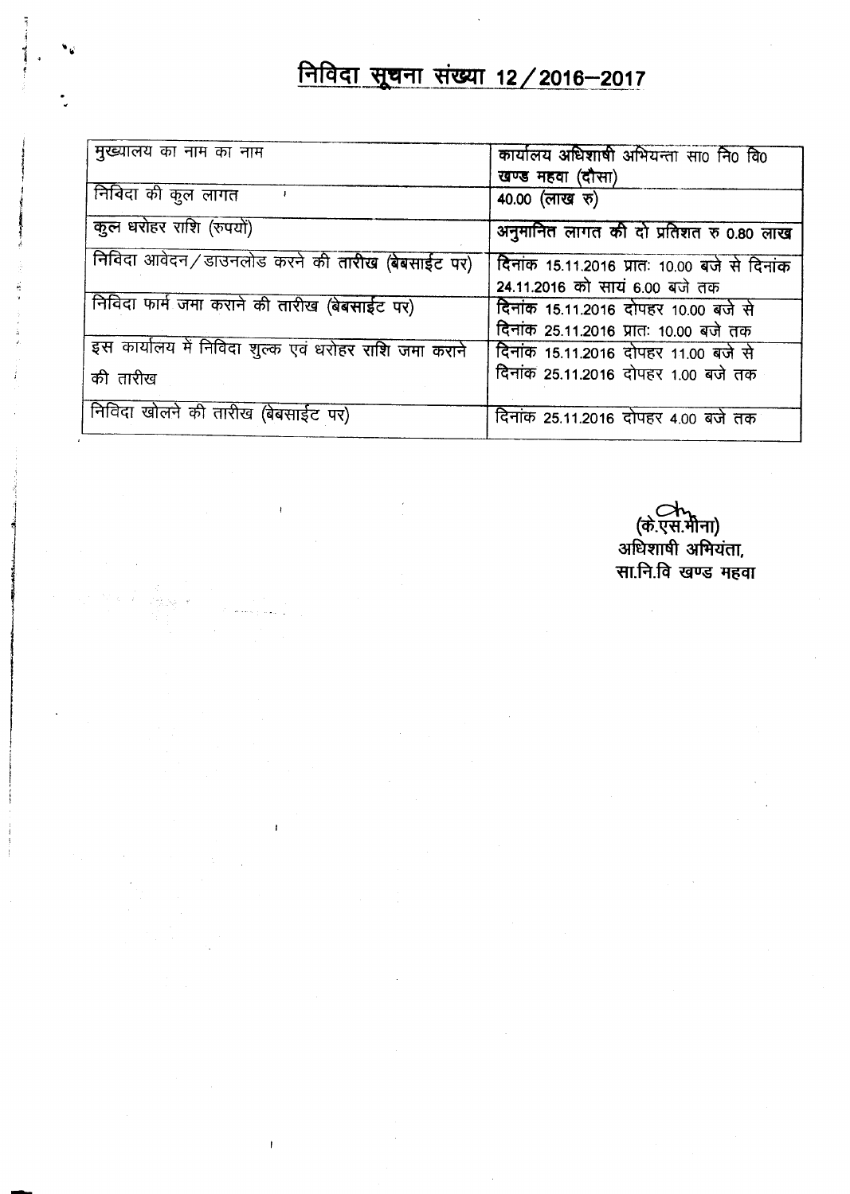# निविदा सूचना संख्या 12/2016–2017

| | |
|---|---|
| मुख्यालय का नाम का नाम | कार्यालय अधिशाषी अभियन्ता सा0 नि0 वि0 खण्ड महवा (दौसा) |
| निविदा की कुल लागत | 40.00 (लाख रु) |
| कुल धरोहर राशि (रुपयों) | अनुमानित लागत की दो प्रतिशत रु 0.80 लाख |
| निविदा आवेदन/डाउनलोड करने की तारीख (बेबसाईट पर) | दिनांक 15.11.2016 प्रातः 10.00 बजे से दिनांक 24.11.2016 को सायं 6.00 बजे तक |
| निविदा फार्म जमा कराने की तारीख (बेबसाईट पर) | दिनांक 15.11.2016 दोपहर 10.00 बजे से दिनांक 25.11.2016 प्रातः 10.00 बजे तक |
| इस कार्यालय में निविदा शुल्क एवं धरोहर राशि जमा कराने की तारीख | दिनांक 15.11.2016 दोपहर 11.00 बजे से दिनांक 25.11.2016 दोपहर 1.00 बजे तक |
| निविदा खोलने की तारीख (बेबसाईट पर) | दिनांक 25.11.2016 दोपहर 4.00 बजे तक |

(के.एस.मीना)
अधिशाषी अभियंता,
सा.नि.वि खण्ड महवा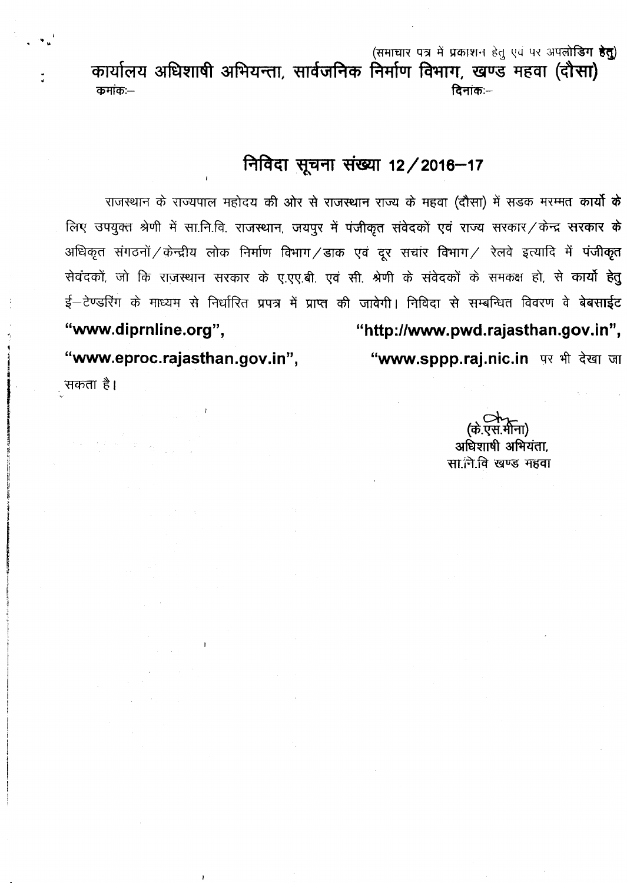(समाचार पत्र में प्रकाशन हेतु एवं पर अपलोडिग **हेतु**)

**कार्यालय अधिशाषी अभियन्ता, सार्वजनिक निर्माण विभाग, खण्ड महवा (दौसा)**

क्रमांकः– दिनांकः–

## निविदा सूचना संख्या 12/2016–17

राजस्थान के राज्यपाल महोदय की ओर से राजस्थान राज्य के महवा (दौसा) में सडक मरम्मत **कार्यो के** लिए उपयुक्त श्रेणी में सा.नि.वि. राजस्थान, जयपुर में पंजीकृत संवेदकों एवं राज्य सरकार/केन्द्र **सरकार के** अधिकृत संगठनों/केन्द्रीय लोक निर्माण विभाग/डाक एवं दूर सचांर विभाग/ रेलवे इत्यादि में **पंजीकृत** सेवंदकों, जो कि राजस्थान सरकार के ए.एए.बी. एवं सी. श्रेणी के संवेदकों के समकक्ष हो, से **कार्यो हेतु** ई–टेण्डरिंग के माध्यम से निर्धारित प्रपत्र में प्राप्त की जावेगी। निविदा से सम्बन्धित विवरण वे **बेबसाईट** **"www.diprnline.org"**, **"http://www.pwd.rajasthan.gov.in"**, **"www.eproc.rajasthan.gov.in"**, **"www.sppp.raj.nic.in** पर भी देखा जा सकता है।

(के.एस.मीना)
अधिशाषी अभियंता,
सा.नि.वि खण्ड महवा